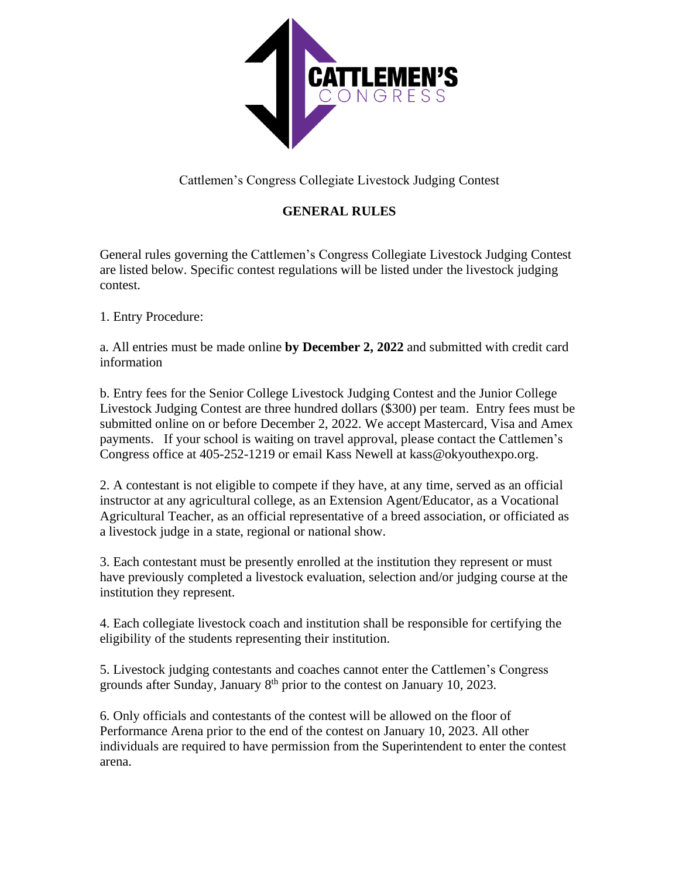Cattlemen's Congress Collegiate Livestock Judging Contest

## GENERAL RULES

General rules governing the Cattlemen's Congress Collegiate Livestock Judging Contest are listed below. Specific contest regulations will be listed under the livestock judging contest.

1. Entry Procedure:

a. All entries must be made online **by December 2, 2022** and submitted with credit card information

b. Entry fees for the Senior College Livestock Judging Contest and the Junior College Livestock Judging Contest are three hundred dollars ($300) per team. Entry fees must be submitted online on or before December 2, 2022. We accept Mastercard, Visa and Amex payments. If your school is waiting on travel approval, please contact the Cattlemen's Congress office at 405-252-1219 or email Kass Newell at kass@okyouthexpo.org.

2. A contestant is not eligible to compete if they have, at any time, served as an official instructor at any agricultural college, as an Extension Agent/Educator, as a Vocational Agricultural Teacher, as an official representative of a breed association, or officiated as a livestock judge in a state, regional or national show.

3. Each contestant must be presently enrolled at the institution they represent or must have previously completed a livestock evaluation, selection and/or judging course at the institution they represent.

4. Each collegiate livestock coach and institution shall be responsible for certifying the eligibility of the students representing their institution.

5. Livestock judging contestants and coaches cannot enter the Cattlemen's Congress grounds after Sunday, January 8th prior to the contest on January 10, 2023.

6. Only officials and contestants of the contest will be allowed on the floor of Performance Arena prior to the end of the contest on January 10, 2023. All other individuals are required to have permission from the Superintendent to enter the contest arena.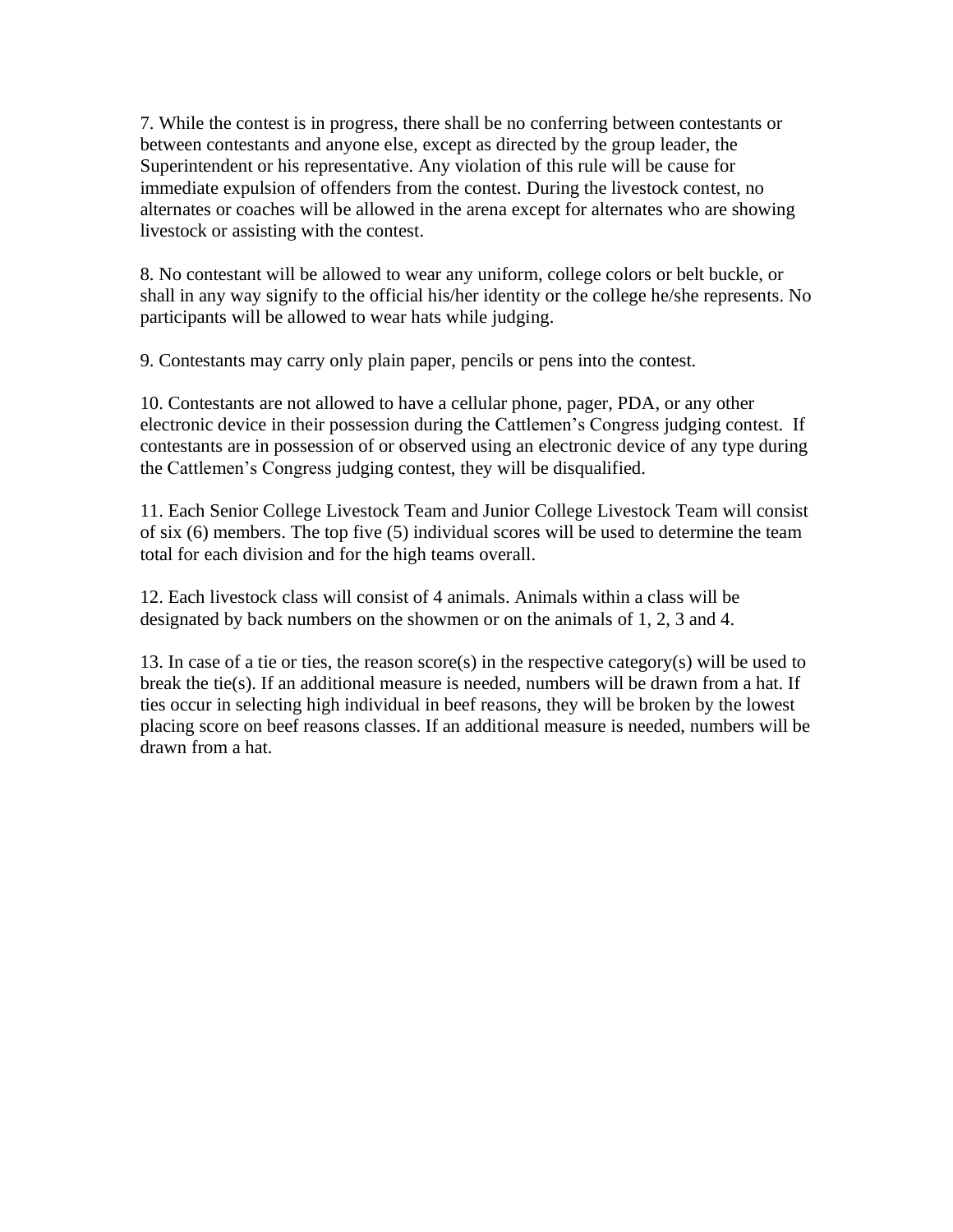7. While the contest is in progress, there shall be no conferring between contestants or between contestants and anyone else, except as directed by the group leader, the Superintendent or his representative. Any violation of this rule will be cause for immediate expulsion of offenders from the contest. During the livestock contest, no alternates or coaches will be allowed in the arena except for alternates who are showing livestock or assisting with the contest.

8. No contestant will be allowed to wear any uniform, college colors or belt buckle, or shall in any way signify to the official his/her identity or the college he/she represents. No participants will be allowed to wear hats while judging.

9. Contestants may carry only plain paper, pencils or pens into the contest.

10. Contestants are not allowed to have a cellular phone, pager, PDA, or any other electronic device in their possession during the Cattlemen's Congress judging contest. If contestants are in possession of or observed using an electronic device of any type during the Cattlemen's Congress judging contest, they will be disqualified.

11. Each Senior College Livestock Team and Junior College Livestock Team will consist of six (6) members. The top five (5) individual scores will be used to determine the team total for each division and for the high teams overall.

12. Each livestock class will consist of 4 animals. Animals within a class will be designated by back numbers on the showmen or on the animals of 1, 2, 3 and 4.

13. In case of a tie or ties, the reason score(s) in the respective category(s) will be used to break the tie(s). If an additional measure is needed, numbers will be drawn from a hat. If ties occur in selecting high individual in beef reasons, they will be broken by the lowest placing score on beef reasons classes. If an additional measure is needed, numbers will be drawn from a hat.